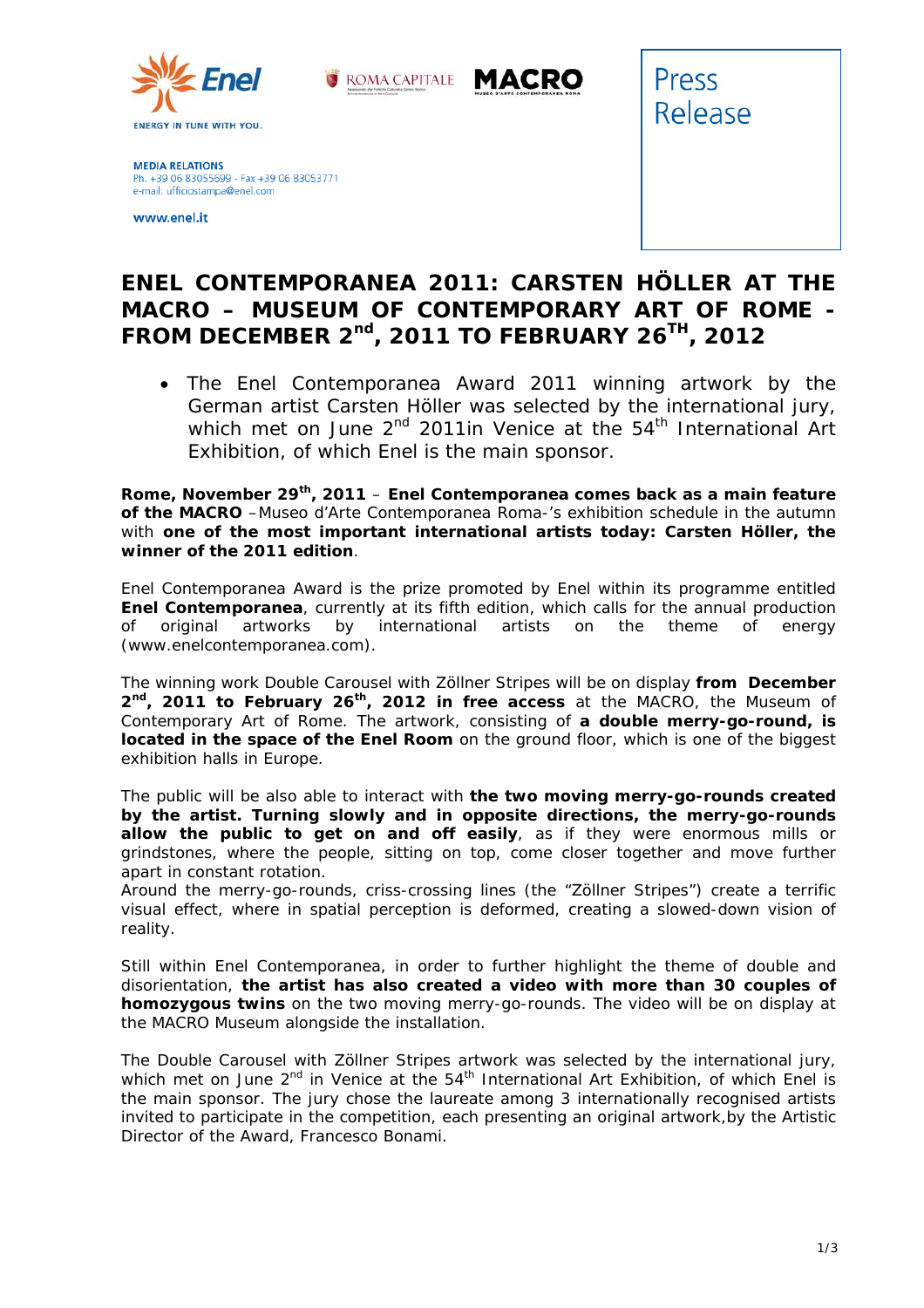ENERGY IN TUNE WITH YOU.

ROMA CAPITALE MACRO

**MEDIA RELATIONS**
Ph. +39 06 83055699 - Fax +39 06 83053771
e-mail: ufficiostampa@enel.com

www.enel.it

Press Release

# ENEL CONTEMPORANEA 2011: CARSTEN HÖLLER AT THE MACRO – MUSEUM OF CONTEMPORARY ART OF ROME - FROM DECEMBER 2nd, 2011 TO FEBRUARY 26TH, 2012

- The Enel Contemporanea Award 2011 winning artwork by the German artist Carsten Höller was selected by the international jury, which met on June 2nd 2011in Venice at the 54th International Art Exhibition, of which Enel is the main sponsor.

**Rome, November 29th, 2011** – **Enel Contemporanea comes back as a main feature of the MACRO** –Museo d'Arte Contemporanea Roma-'s exhibition schedule in the autumn with **one of the most important international artists today: Carsten Höller, the winner of the 2011 edition**.

Enel Contemporanea Award is the prize promoted by Enel within its programme entitled **Enel Contemporanea**, currently at its fifth edition, which calls for the annual production of original artworks by international artists on the theme of energy (www.enelcontemporanea.com).

The winning work Double Carousel with Zöllner Stripes will be on display **from December 2nd, 2011 to February 26th, 2012 in free access** at the MACRO, the Museum of Contemporary Art of Rome. The artwork, consisting of **a double merry-go-round, is located in the space of the Enel Room** on the ground floor, which is one of the biggest exhibition halls in Europe.

The public will be also able to interact with **the two moving merry-go-rounds created by the artist. Turning slowly and in opposite directions, the merry-go-rounds allow the public to get on and off easily**, as if they were enormous mills or grindstones, where the people, sitting on top, come closer together and move further apart in constant rotation.
Around the merry-go-rounds, criss-crossing lines (the "Zöllner Stripes") create a terrific visual effect, where in spatial perception is deformed, creating a slowed-down vision of reality.

Still within Enel Contemporanea, in order to further highlight the theme of double and disorientation, **the artist has also created a video with more than 30 couples of homozygous twins** on the two moving merry-go-rounds. The video will be on display at the MACRO Museum alongside the installation.

The Double Carousel with Zöllner Stripes artwork was selected by the international jury, which met on June 2nd in Venice at the 54th International Art Exhibition, of which Enel is the main sponsor. The jury chose the laureate among 3 internationally recognised artists invited to participate in the competition, each presenting an original artwork,by the Artistic Director of the Award, Francesco Bonami.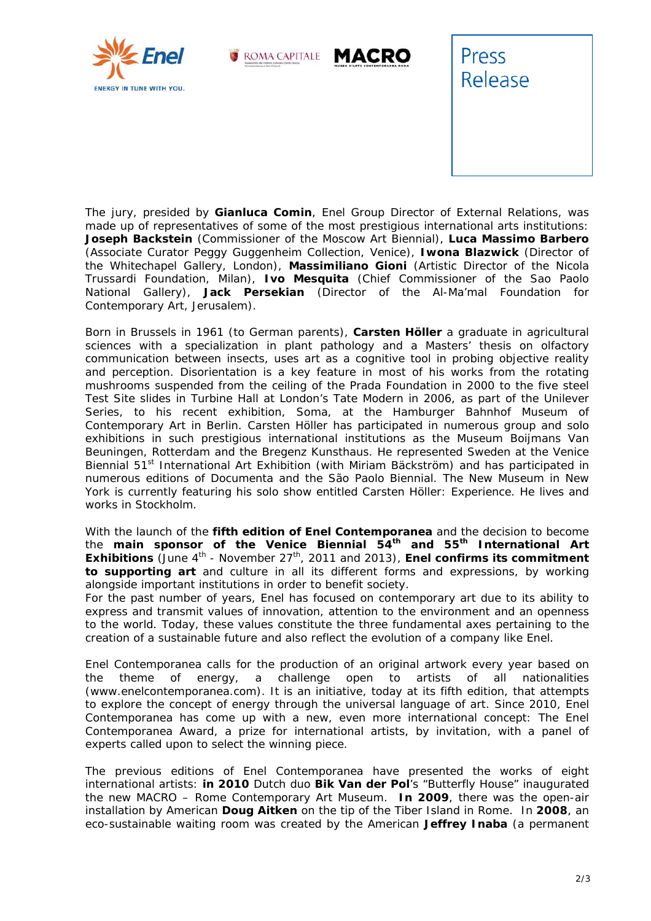Press Release

The jury, presided by **Gianluca Comin**, Enel Group Director of External Relations, was made up of representatives of some of the most prestigious international arts institutions: **Joseph Backstein** (Commissioner of the Moscow Art Biennial), **Luca Massimo Barbero** (Associate Curator Peggy Guggenheim Collection, Venice), **Iwona Blazwick** (Director of the Whitechapel Gallery, London), **Massimiliano Gioni** (Artistic Director of the Nicola Trussardi Foundation, Milan), **Ivo Mesquita** (Chief Commissioner of the Sao Paolo National Gallery), **Jack Persekian** (Director of the Al-Ma'mal Foundation for Contemporary Art, Jerusalem).

Born in Brussels in 1961 (to German parents), **Carsten Höller** a graduate in agricultural sciences with a specialization in plant pathology and a Masters' thesis on olfactory communication between insects, uses art as a cognitive tool in probing objective reality and perception. Disorientation is a key feature in most of his works from the rotating mushrooms suspended from the ceiling of the Prada Foundation in 2000 to the five steel Test Site slides in Turbine Hall at London's Tate Modern in 2006, as part of the Unilever Series, to his recent exhibition, Soma, at the Hamburger Bahnhof Museum of Contemporary Art in Berlin. Carsten Höller has participated in numerous group and solo exhibitions in such prestigious international institutions as the Museum Boijmans Van Beuningen, Rotterdam and the Bregenz Kunsthaus. He represented Sweden at the Venice Biennial 51st International Art Exhibition (with Miriam Bäckström) and has participated in numerous editions of Documenta and the São Paolo Biennial. The New Museum in New York is currently featuring his solo show entitled Carsten Höller: Experience. He lives and works in Stockholm.

With the launch of the **fifth edition of Enel Contemporanea** and the decision to become the **main sponsor of the Venice Biennial 54th and 55th International Art Exhibitions** (June 4th - November 27th, 2011 and 2013), **Enel confirms its commitment to supporting art** and culture in all its different forms and expressions, by working alongside important institutions in order to benefit society.
For the past number of years, Enel has focused on contemporary art due to its ability to express and transmit values of innovation, attention to the environment and an openness to the world. Today, these values constitute the three fundamental axes pertaining to the creation of a sustainable future and also reflect the evolution of a company like Enel.

Enel Contemporanea calls for the production of an original artwork every year based on the theme of energy, a challenge open to artists of all nationalities (www.enelcontemporanea.com). It is an initiative, today at its fifth edition, that attempts to explore the concept of energy through the universal language of art. Since 2010, Enel Contemporanea has come up with a new, even more international concept: The Enel Contemporanea Award, a prize for international artists, by invitation, with a panel of experts called upon to select the winning piece.

The previous editions of Enel Contemporanea have presented the works of eight international artists: **in 2010** Dutch duo **Bik Van der Pol**'s "Butterfly House" inaugurated the new MACRO – Rome Contemporary Art Museum. **In 2009**, there was the open-air installation by American **Doug Aitken** on the tip of the Tiber Island in Rome. In **2008**, an eco-sustainable waiting room was created by the American **Jeffrey Inaba** (a permanent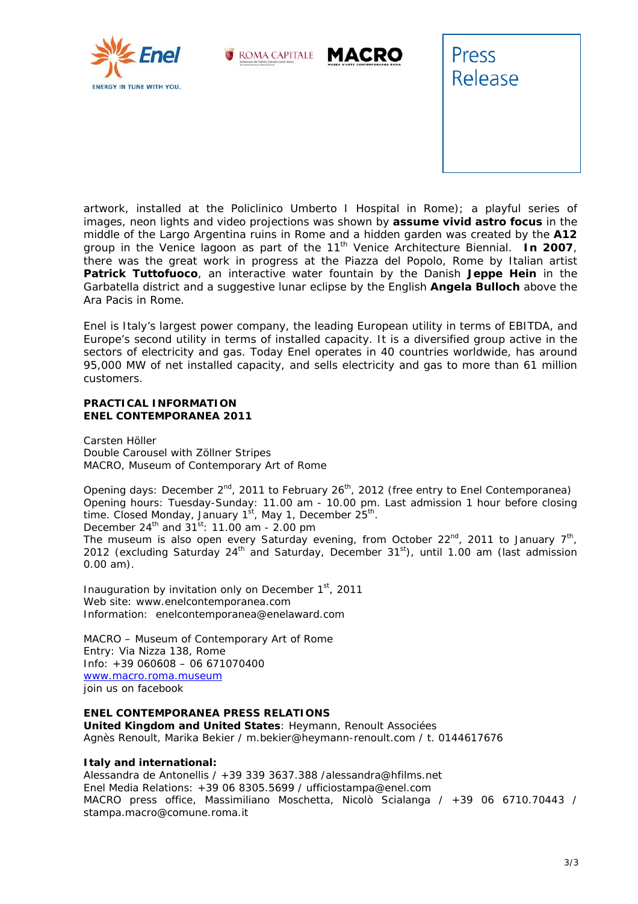artwork, installed at the Policlinico Umberto I Hospital in Rome); a playful series of images, neon lights and video projections was shown by **assume vivid astro focus** in the middle of the Largo Argentina ruins in Rome and a hidden garden was created by the **A12** group in the Venice lagoon as part of the 11th Venice Architecture Biennial. **In 2007**, there was the great work in progress at the Piazza del Popolo, Rome by Italian artist **Patrick Tuttofuoco**, an interactive water fountain by the Danish **Jeppe Hein** in the Garbatella district and a suggestive lunar eclipse by the English **Angela Bulloch** above the Ara Pacis in Rome.

Enel is Italy's largest power company, the leading European utility in terms of EBITDA, and Europe's second utility in terms of installed capacity. It is a diversified group active in the sectors of electricity and gas. Today Enel operates in 40 countries worldwide, has around 95,000 MW of net installed capacity, and sells electricity and gas to more than 61 million customers.

**PRACTICAL INFORMATION**
**ENEL CONTEMPORANEA 2011**

Carsten Höller
Double Carousel with Zöllner Stripes
MACRO, Museum of Contemporary Art of Rome

Opening days: December 2nd, 2011 to February 26th, 2012 (free entry to Enel Contemporanea)
Opening hours: Tuesday-Sunday: 11.00 am - 10.00 pm. Last admission 1 hour before closing time. Closed Monday, January 1st, May 1, December 25th.
December 24th and 31st: 11.00 am - 2.00 pm
The museum is also open every Saturday evening, from October 22nd, 2011 to January 7th, 2012 (excluding Saturday 24th and Saturday, December 31st), until 1.00 am (last admission 0.00 am).

Inauguration by invitation only on December 1st, 2011
Web site: www.enelcontemporanea.com
Information: enelcontemporanea@enelaward.com

MACRO – Museum of Contemporary Art of Rome
Entry: Via Nizza 138, Rome
Info: +39 060608 – 06 671070400
www.macro.roma.museum
join us on facebook

**ENEL CONTEMPORANEA PRESS RELATIONS**
**United Kingdom and United States**: Heymann, Renoult Associées
Agnès Renoult, Marika Bekier / m.bekier@heymann-renoult.com / t. 0144617676

**Italy and international:**
Alessandra de Antonellis / +39 339 3637.388 /alessandra@hfilms.net
Enel Media Relations: +39 06 8305.5699 / ufficiostampa@enel.com
MACRO press office, Massimiliano Moschetta, Nicolò Scialanga / +39 06 6710.70443 / stampa.macro@comune.roma.it